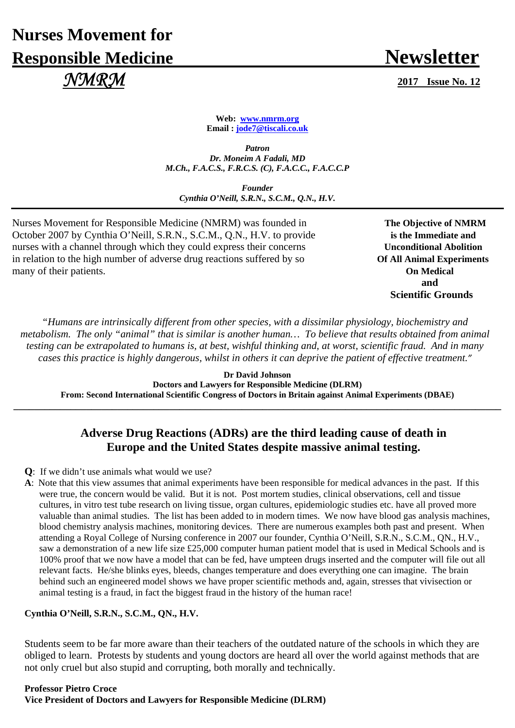# Nurses Movement for Responsible Medicine

# Newsletter

*NMRM*

**2017 Issue No. 12**

**Web: www.nmrm.org**
**Email : jode7@tiscali.co.uk**

***Patron***
***Dr. Moneim A Fadali, MD***
***M.Ch., F.A.C.S., F.R.C.S. (C), F.A.C.C., F.A.C.C.P***

***Founder***
***Cynthia O'Neill, S.R.N., S.C.M., Q.N., H.V.***

---

Nurses Movement for Responsible Medicine (NMRM) was founded in October 2007 by Cynthia O'Neill, S.R.N., S.C.M., Q.N., H.V. to provide nurses with a channel through which they could express their concerns in relation to the high number of adverse drug reactions suffered by so many of their patients.

**The Objective of NMRM is the Immediate and Unconditional Abolition Of All Animal Experiments On Medical and Scientific Grounds**

*"Humans are intrinsically different from other species, with a dissimilar physiology, biochemistry and metabolism. The only "animal" that is similar is another human… To believe that results obtained from animal testing can be extrapolated to humans is, at best, wishful thinking and, at worst, scientific fraud. And in many cases this practice is highly dangerous, whilst in others it can deprive the patient of effective treatment."*

**Dr David Johnson**
**Doctors and Lawyers for Responsible Medicine (DLRM)**
**From: Second International Scientific Congress of Doctors in Britain against Animal Experiments (DBAE)**

---

## Adverse Drug Reactions (ADRs) are the third leading cause of death in Europe and the United States despite massive animal testing.

**Q**: If we didn't use animals what would we use?

**A**: Note that this view assumes that animal experiments have been responsible for medical advances in the past. If this were true, the concern would be valid. But it is not. Post mortem studies, clinical observations, cell and tissue cultures, in vitro test tube research on living tissue, organ cultures, epidemiologic studies etc. have all proved more valuable than animal studies. The list has been added to in modern times. We now have blood gas analysis machines, blood chemistry analysis machines, monitoring devices. There are numerous examples both past and present. When attending a Royal College of Nursing conference in 2007 our founder, Cynthia O'Neill, S.R.N., S.C.M., QN., H.V., saw a demonstration of a new life size £25,000 computer human patient model that is used in Medical Schools and is 100% proof that we now have a model that can be fed, have umpteen drugs inserted and the computer will file out all relevant facts. He/she blinks eyes, bleeds, changes temperature and does everything one can imagine. The brain behind such an engineered model shows we have proper scientific methods and, again, stresses that vivisection or animal testing is a fraud, in fact the biggest fraud in the history of the human race!

**Cynthia O'Neill, S.R.N., S.C.M., QN., H.V.**

Students seem to be far more aware than their teachers of the outdated nature of the schools in which they are obliged to learn. Protests by students and young doctors are heard all over the world against methods that are not only cruel but also stupid and corrupting, both morally and technically.

**Professor Pietro Croce**
**Vice President of Doctors and Lawyers for Responsible Medicine (DLRM)**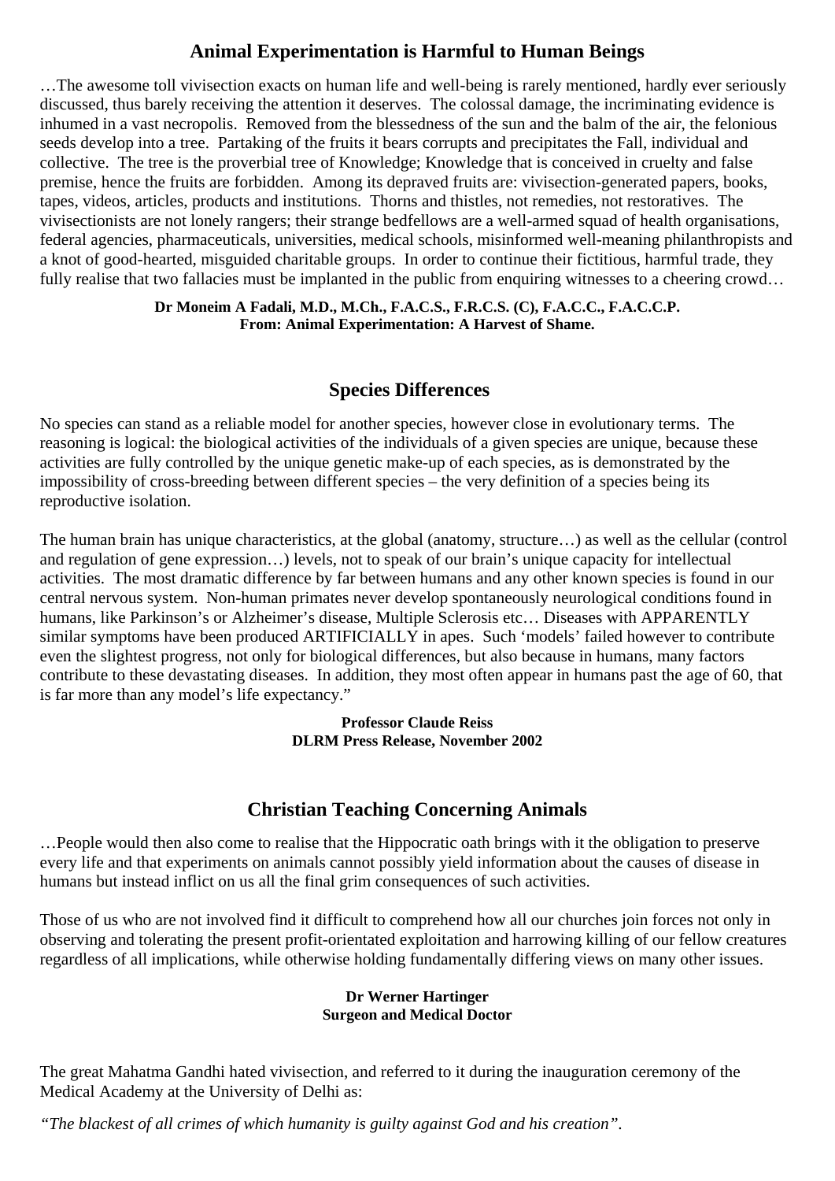## Animal Experimentation is Harmful to Human Beings

…The awesome toll vivisection exacts on human life and well-being is rarely mentioned, hardly ever seriously discussed, thus barely receiving the attention it deserves. The colossal damage, the incriminating evidence is inhumed in a vast necropolis. Removed from the blessedness of the sun and the balm of the air, the felonious seeds develop into a tree. Partaking of the fruits it bears corrupts and precipitates the Fall, individual and collective. The tree is the proverbial tree of Knowledge; Knowledge that is conceived in cruelty and false premise, hence the fruits are forbidden. Among its depraved fruits are: vivisection-generated papers, books, tapes, videos, articles, products and institutions. Thorns and thistles, not remedies, not restoratives. The vivisectionists are not lonely rangers; their strange bedfellows are a well-armed squad of health organisations, federal agencies, pharmaceuticals, universities, medical schools, misinformed well-meaning philanthropists and a knot of good-hearted, misguided charitable groups. In order to continue their fictitious, harmful trade, they fully realise that two fallacies must be implanted in the public from enquiring witnesses to a cheering crowd…

**Dr Moneim A Fadali, M.D., M.Ch., F.A.C.S., F.R.C.S. (C), F.A.C.C., F.A.C.C.P.**
**From: Animal Experimentation: A Harvest of Shame.**

## Species Differences

No species can stand as a reliable model for another species, however close in evolutionary terms. The reasoning is logical: the biological activities of the individuals of a given species are unique, because these activities are fully controlled by the unique genetic make-up of each species, as is demonstrated by the impossibility of cross-breeding between different species – the very definition of a species being its reproductive isolation.

The human brain has unique characteristics, at the global (anatomy, structure…) as well as the cellular (control and regulation of gene expression…) levels, not to speak of our brain's unique capacity for intellectual activities. The most dramatic difference by far between humans and any other known species is found in our central nervous system. Non-human primates never develop spontaneously neurological conditions found in humans, like Parkinson's or Alzheimer's disease, Multiple Sclerosis etc… Diseases with APPARENTLY similar symptoms have been produced ARTIFICIALLY in apes. Such 'models' failed however to contribute even the slightest progress, not only for biological differences, but also because in humans, many factors contribute to these devastating diseases. In addition, they most often appear in humans past the age of 60, that is far more than any model's life expectancy."

**Professor Claude Reiss**
**DLRM Press Release, November 2002**

## Christian Teaching Concerning Animals

…People would then also come to realise that the Hippocratic oath brings with it the obligation to preserve every life and that experiments on animals cannot possibly yield information about the causes of disease in humans but instead inflict on us all the final grim consequences of such activities.

Those of us who are not involved find it difficult to comprehend how all our churches join forces not only in observing and tolerating the present profit-orientated exploitation and harrowing killing of our fellow creatures regardless of all implications, while otherwise holding fundamentally differing views on many other issues.

**Dr Werner Hartinger**
**Surgeon and Medical Doctor**

The great Mahatma Gandhi hated vivisection, and referred to it during the inauguration ceremony of the Medical Academy at the University of Delhi as:

*"The blackest of all crimes of which humanity is guilty against God and his creation".*